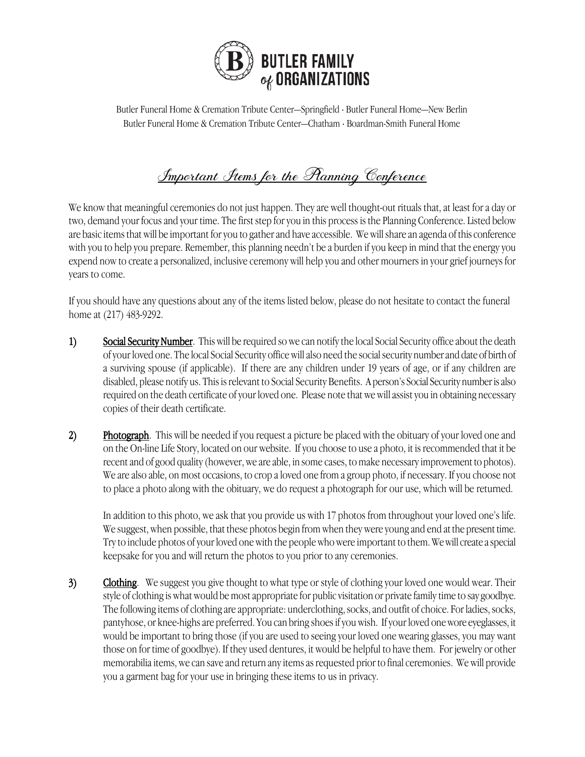# BUTLER FAMILY of ORGANIZATIONS

Butler Funeral Home & Cremation Tribute Center—Springfield · Butler Funeral Home—New Berlin
Butler Funeral Home & Cremation Tribute Center—Chatham · Boardman-Smith Funeral Home

## *Important Items for the Planning Conference*

We know that meaningful ceremonies do not just happen. They are well thought-out rituals that, at least for a day or two, demand your focus and your time. The first step for you in this process is the Planning Conference. Listed below are basic items that will be important for you to gather and have accessible. We will share an agenda of this conference with you to help you prepare. Remember, this planning needn't be a burden if you keep in mind that the energy you expend now to create a personalized, inclusive ceremony will help you and other mourners in your grief journeys for years to come.

If you should have any questions about any of the items listed below, please do not hesitate to contact the funeral home at (217) 483-9292.

1) **Social Security Number**. This will be required so we can notify the local Social Security office about the death of your loved one. The local Social Security office will also need the social security number and date of birth of a surviving spouse (if applicable). If there are any children under 19 years of age, or if any children are disabled, please notify us. This is relevant to Social Security Benefits. A person's Social Security number is also required on the death certificate of your loved one. Please note that we will assist you in obtaining necessary copies of their death certificate.

2) **Photograph**. This will be needed if you request a picture be placed with the obituary of your loved one and on the On-line Life Story, located on our website. If you choose to use a photo, it is recommended that it be recent and of good quality (however, we are able, in some cases, to make necessary improvement to photos). We are also able, on most occasions, to crop a loved one from a group photo, if necessary. If you choose not to place a photo along with the obituary, we do request a photograph for our use, which will be returned.

   In addition to this photo, we ask that you provide us with 17 photos from throughout your loved one's life. We suggest, when possible, that these photos begin from when they were young and end at the present time. Try to include photos of your loved one with the people who were important to them. We will create a special keepsake for you and will return the photos to you prior to any ceremonies.

3) **Clothing**. We suggest you give thought to what type or style of clothing your loved one would wear. Their style of clothing is what would be most appropriate for public visitation or private family time to say goodbye. The following items of clothing are appropriate: underclothing, socks, and outfit of choice. For ladies, socks, pantyhose, or knee-highs are preferred. You can bring shoes if you wish. If your loved one wore eyeglasses, it would be important to bring those (if you are used to seeing your loved one wearing glasses, you may want those on for time of goodbye). If they used dentures, it would be helpful to have them. For jewelry or other memorabilia items, we can save and return any items as requested prior to final ceremonies. We will provide you a garment bag for your use in bringing these items to us in privacy.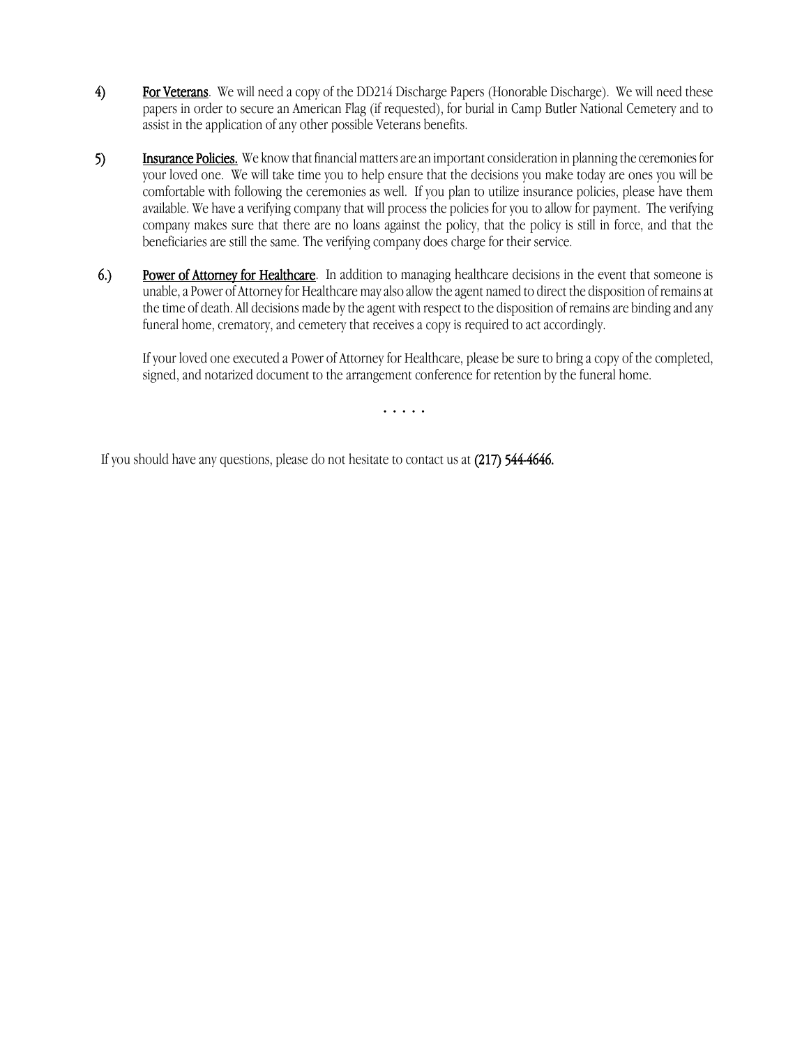4) **For Veterans**. We will need a copy of the DD214 Discharge Papers (Honorable Discharge). We will need these papers in order to secure an American Flag (if requested), for burial in Camp Butler National Cemetery and to assist in the application of any other possible Veterans benefits.

5) **Insurance Policies.** We know that financial matters are an important consideration in planning the ceremonies for your loved one. We will take time you to help ensure that the decisions you make today are ones you will be comfortable with following the ceremonies as well. If you plan to utilize insurance policies, please have them available. We have a verifying company that will process the policies for you to allow for payment. The verifying company makes sure that there are no loans against the policy, that the policy is still in force, and that the beneficiaries are still the same. The verifying company does charge for their service.

6.) **Power of Attorney for Healthcare**. In addition to managing healthcare decisions in the event that someone is unable, a Power of Attorney for Healthcare may also allow the agent named to direct the disposition of remains at the time of death. All decisions made by the agent with respect to the disposition of remains are binding and any funeral home, crematory, and cemetery that receives a copy is required to act accordingly.

If your loved one executed a Power of Attorney for Healthcare, please be sure to bring a copy of the completed, signed, and notarized document to the arrangement conference for retention by the funeral home.

. . . . .

If you should have any questions, please do not hesitate to contact us at **(217) 544-4646.**